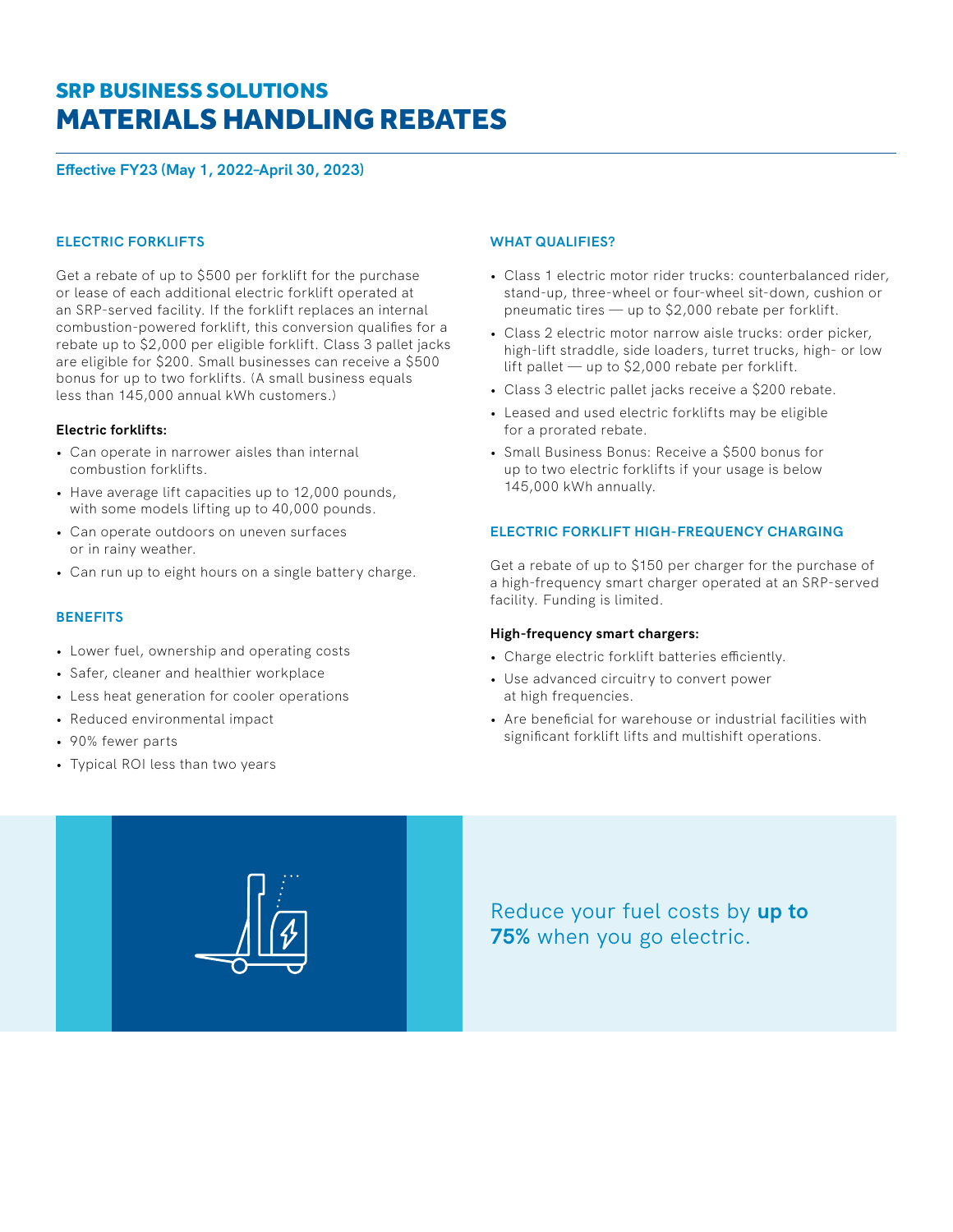## SRP BUSINESS SOLUTIONS
# MATERIALS HANDLING REBATES

**Effective FY23 (May 1, 2022–April 30, 2023)**

### ELECTRIC FORKLIFTS

Get a rebate of up to $500 per forklift for the purchase or lease of each additional electric forklift operated at an SRP-served facility. If the forklift replaces an internal combustion-powered forklift, this conversion qualifies for a rebate up to $2,000 per eligible forklift. Class 3 pallet jacks are eligible for $200. Small businesses can receive a $500 bonus for up to two forklifts. (A small business equals less than 145,000 annual kWh customers.)

**Electric forklifts:**

- Can operate in narrower aisles than internal combustion forklifts.
- Have average lift capacities up to 12,000 pounds, with some models lifting up to 40,000 pounds.
- Can operate outdoors on uneven surfaces or in rainy weather.
- Can run up to eight hours on a single battery charge.

### BENEFITS

- Lower fuel, ownership and operating costs
- Safer, cleaner and healthier workplace
- Less heat generation for cooler operations
- Reduced environmental impact
- 90% fewer parts
- Typical ROI less than two years

### WHAT QUALIFIES?

- Class 1 electric motor rider trucks: counterbalanced rider, stand-up, three-wheel or four-wheel sit-down, cushion or pneumatic tires — up to $2,000 rebate per forklift.
- Class 2 electric motor narrow aisle trucks: order picker, high-lift straddle, side loaders, turret trucks, high- or low lift pallet — up to $2,000 rebate per forklift.
- Class 3 electric pallet jacks receive a $200 rebate.
- Leased and used electric forklifts may be eligible for a prorated rebate.
- Small Business Bonus: Receive a $500 bonus for up to two electric forklifts if your usage is below 145,000 kWh annually.

### ELECTRIC FORKLIFT HIGH-FREQUENCY CHARGING

Get a rebate of up to $150 per charger for the purchase of a high-frequency smart charger operated at an SRP-served facility. Funding is limited.

**High-frequency smart chargers:**

- Charge electric forklift batteries efficiently.
- Use advanced circuitry to convert power at high frequencies.
- Are beneficial for warehouse or industrial facilities with significant forklift lifts and multishift operations.

Reduce your fuel costs by **up to 75%** when you go electric.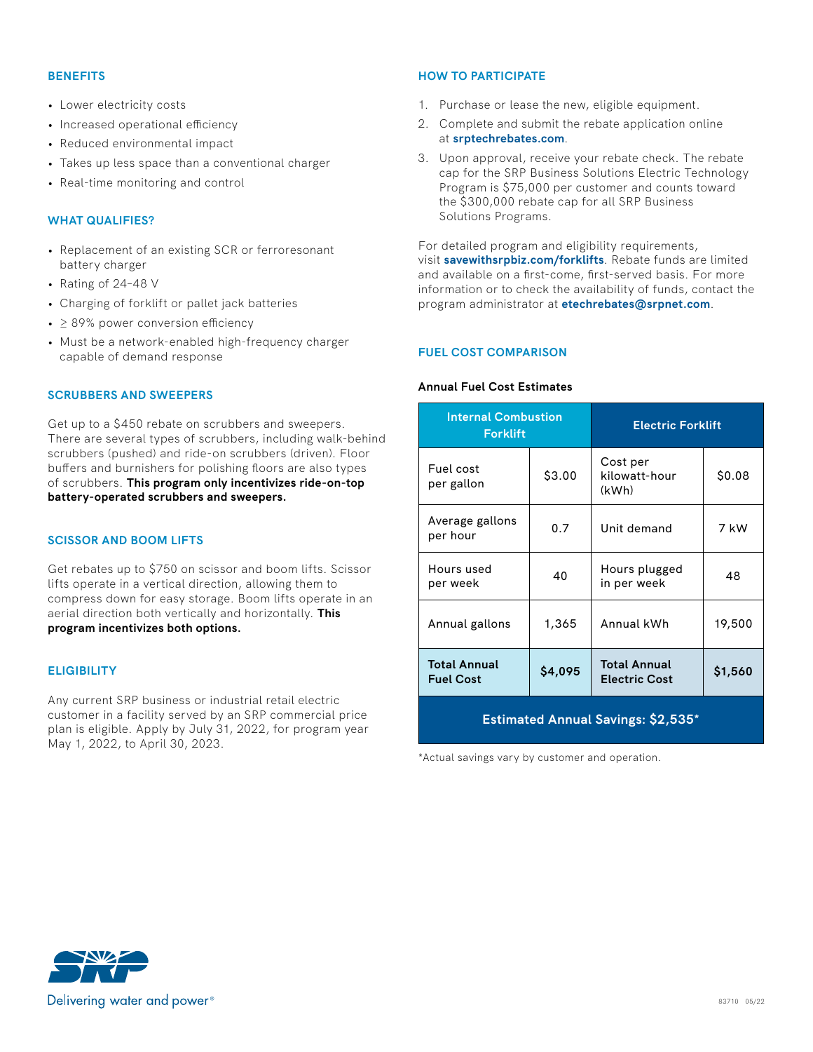## BENEFITS

- Lower electricity costs
- Increased operational efficiency
- Reduced environmental impact
- Takes up less space than a conventional charger
- Real-time monitoring and control

## WHAT QUALIFIES?

- Replacement of an existing SCR or ferroresonant battery charger
- Rating of 24–48 V
- Charging of forklift or pallet jack batteries
- ≥ 89% power conversion efficiency
- Must be a network-enabled high-frequency charger capable of demand response

## SCRUBBERS AND SWEEPERS

Get up to a $450 rebate on scrubbers and sweepers. There are several types of scrubbers, including walk-behind scrubbers (pushed) and ride-on scrubbers (driven). Floor buffers and burnishers for polishing floors are also types of scrubbers. **This program only incentivizes ride-on-top battery-operated scrubbers and sweepers.**

## SCISSOR AND BOOM LIFTS

Get rebates up to $750 on scissor and boom lifts. Scissor lifts operate in a vertical direction, allowing them to compress down for easy storage. Boom lifts operate in an aerial direction both vertically and horizontally. **This program incentivizes both options.**

## ELIGIBILITY

Any current SRP business or industrial retail electric customer in a facility served by an SRP commercial price plan is eligible. Apply by July 31, 2022, for program year May 1, 2022, to April 30, 2023.

## HOW TO PARTICIPATE

1. Purchase or lease the new, eligible equipment.
2. Complete and submit the rebate application online at **srptechrebates.com**.
3. Upon approval, receive your rebate check. The rebate cap for the SRP Business Solutions Electric Technology Program is $75,000 per customer and counts toward the $300,000 rebate cap for all SRP Business Solutions Programs.

For detailed program and eligibility requirements, visit **savewithsrpbiz.com/forklifts**. Rebate funds are limited and available on a first-come, first-served basis. For more information or to check the availability of funds, contact the program administrator at **etechrebates@srpnet.com**.

## FUEL COST COMPARISON

**Annual Fuel Cost Estimates**

| Internal Combustion Forklift | | Electric Forklift | |
|---|---|---|---|
| Fuel cost per gallon | $3.00 | Cost per kilowatt-hour (kWh) | $0.08 |
| Average gallons per hour | 0.7 | Unit demand | 7 kW |
| Hours used per week | 40 | Hours plugged in per week | 48 |
| Annual gallons | 1,365 | Annual kWh | 19,500 |
| **Total Annual Fuel Cost** | **$4,095** | **Total Annual Electric Cost** | **$1,560** |
| **Estimated Annual Savings: $2,535*** | | | |

*Actual savings vary by customer and operation.

Delivering water and power®

83710 05/22